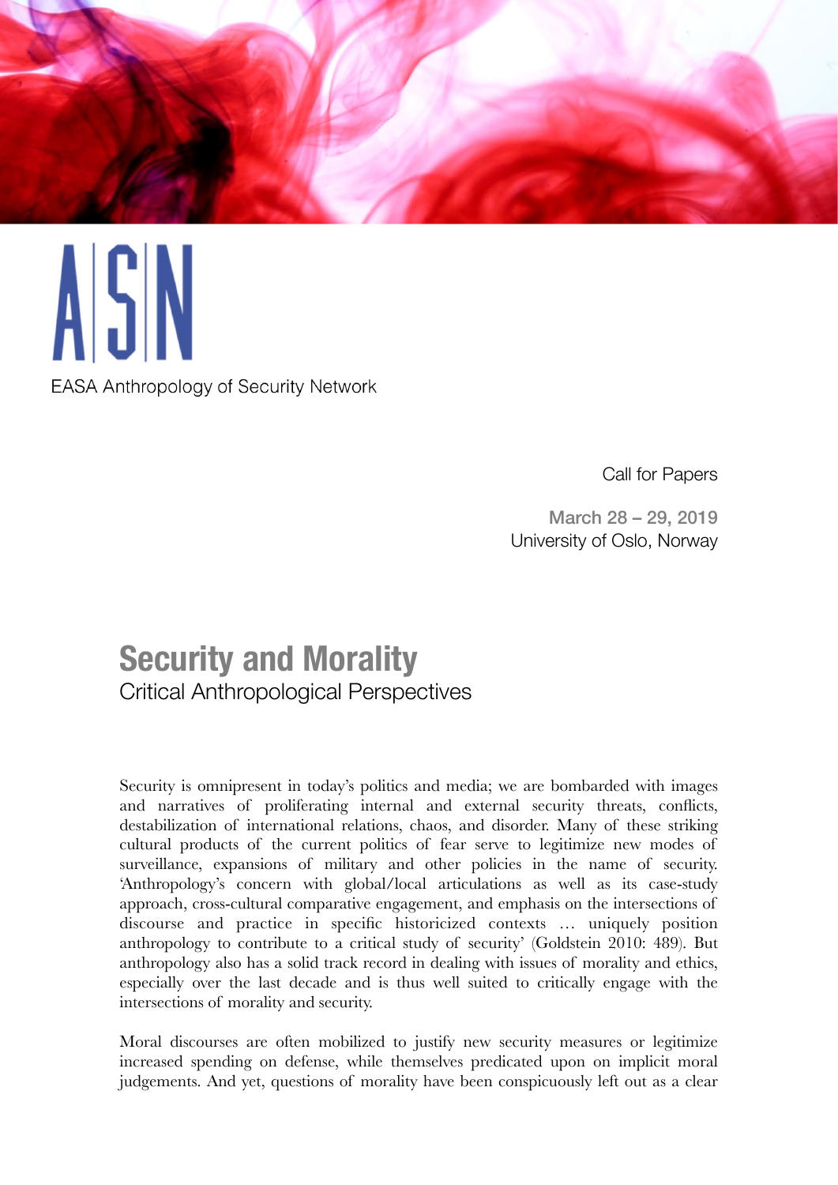A|S|N

EASA Anthropology of Security Network

Call for Papers

March 28 – 29, 2019
University of Oslo, Norway

# Security and Morality

## Critical Anthropological Perspectives

Security is omnipresent in today's politics and media; we are bombarded with images and narratives of proliferating internal and external security threats, conflicts, destabilization of international relations, chaos, and disorder. Many of these striking cultural products of the current politics of fear serve to legitimize new modes of surveillance, expansions of military and other policies in the name of security. 'Anthropology's concern with global/local articulations as well as its case-study approach, cross-cultural comparative engagement, and emphasis on the intersections of discourse and practice in specific historicized contexts … uniquely position anthropology to contribute to a critical study of security' (Goldstein 2010: 489). But anthropology also has a solid track record in dealing with issues of morality and ethics, especially over the last decade and is thus well suited to critically engage with the intersections of morality and security.

Moral discourses are often mobilized to justify new security measures or legitimize increased spending on defense, while themselves predicated upon on implicit moral judgements. And yet, questions of morality have been conspicuously left out as a clear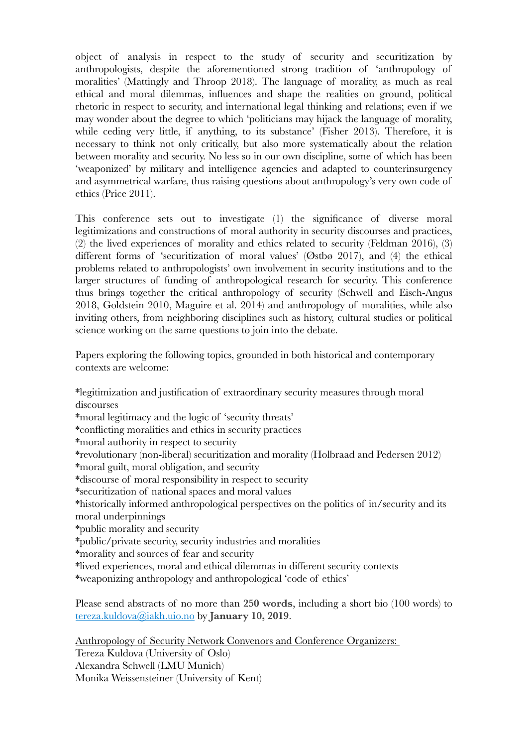object of analysis in respect to the study of security and securitization by anthropologists, despite the aforementioned strong tradition of 'anthropology of moralities' (Mattingly and Throop 2018). The language of morality, as much as real ethical and moral dilemmas, influences and shape the realities on ground, political rhetoric in respect to security, and international legal thinking and relations; even if we may wonder about the degree to which 'politicians may hijack the language of morality, while ceding very little, if anything, to its substance' (Fisher 2013). Therefore, it is necessary to think not only critically, but also more systematically about the relation between morality and security. No less so in our own discipline, some of which has been 'weaponized' by military and intelligence agencies and adapted to counterinsurgency and asymmetrical warfare, thus raising questions about anthropology's very own code of ethics (Price 2011).

This conference sets out to investigate (1) the significance of diverse moral legitimizations and constructions of moral authority in security discourses and practices, (2) the lived experiences of morality and ethics related to security (Feldman 2016), (3) different forms of 'securitization of moral values' (Østbø 2017), and (4) the ethical problems related to anthropologists' own involvement in security institutions and to the larger structures of funding of anthropological research for security. This conference thus brings together the critical anthropology of security (Schwell and Eisch-Angus 2018, Goldstein 2010, Maguire et al. 2014) and anthropology of moralities, while also inviting others, from neighboring disciplines such as history, cultural studies or political science working on the same questions to join into the debate.

Papers exploring the following topics, grounded in both historical and contemporary contexts are welcome:

*legitimization and justification of extraordinary security measures through moral discourses
*moral legitimacy and the logic of 'security threats'
*conflicting moralities and ethics in security practices
*moral authority in respect to security
*revolutionary (non-liberal) securitization and morality (Holbraad and Pedersen 2012)
*moral guilt, moral obligation, and security
*discourse of moral responsibility in respect to security
*securitization of national spaces and moral values
*historically informed anthropological perspectives on the politics of in/security and its moral underpinnings
*public morality and security
*public/private security, security industries and moralities
*morality and sources of fear and security
*lived experiences, moral and ethical dilemmas in different security contexts
*weaponizing anthropology and anthropological 'code of ethics'

Please send abstracts of no more than **250 words**, including a short bio (100 words) to tereza.kuldova@iakh.uio.no by **January 10, 2019**.

<u>Anthropology of Security Network Convenors and Conference Organizers:</u>
Tereza Kuldova (University of Oslo)
Alexandra Schwell (LMU Munich)
Monika Weissensteiner (University of Kent)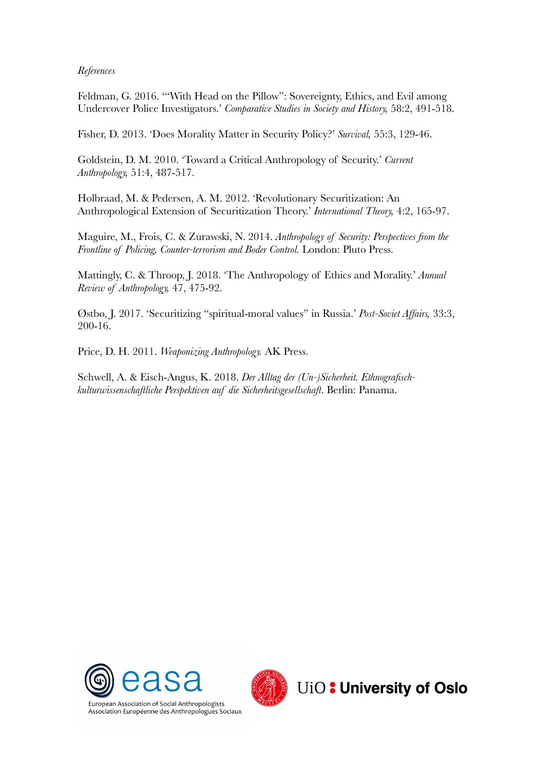*References*

Feldman, G. 2016. '"With Head on the Pillow": Sovereignty, Ethics, and Evil among Undercover Police Investigators.' *Comparative Studies in Society and History,* 58:2, 491-518.

Fisher, D. 2013. 'Does Morality Matter in Security Policy?' *Survival,* 55:3, 129-46.

Goldstein, D. M. 2010. 'Toward a Critical Anthropology of Security.' *Current Anthropology,* 51:4, 487-517.

Holbraad, M. & Pedersen, A. M. 2012. 'Revolutionary Securitization: An Anthropological Extension of Securitization Theory.' *International Theory,* 4:2, 165-97.

Maguire, M., Frois, C. & Zurawski, N. 2014. *Anthropology of Security: Perspectives from the Frontline of Policing, Counter-terrorism and Boder Control.* London: Pluto Press.

Mattingly, C. & Throop, J. 2018. 'The Anthropology of Ethics and Morality.' *Annual Review of Anthropology,* 47, 475-92.

Østbø, J. 2017. 'Securitizing "spiritual-moral values" in Russia.' *Post-Soviet Affairs,* 33:3, 200-16.

Price, D. H. 2011. *Weaponizing Anthropology.* AK Press.

Schwell, A. & Eisch-Angus, K. 2018. *Der Alltag der (Un-)Sicherheit. Ethnografisch-kulturwissenschaftliche Perspektiven auf die Sicherheitsgesellschaft*. Berlin: Panama.

easa
European Association of Social Anthropologists
Association Européenne des Anthropologues Sociaux

UiO : University of Oslo